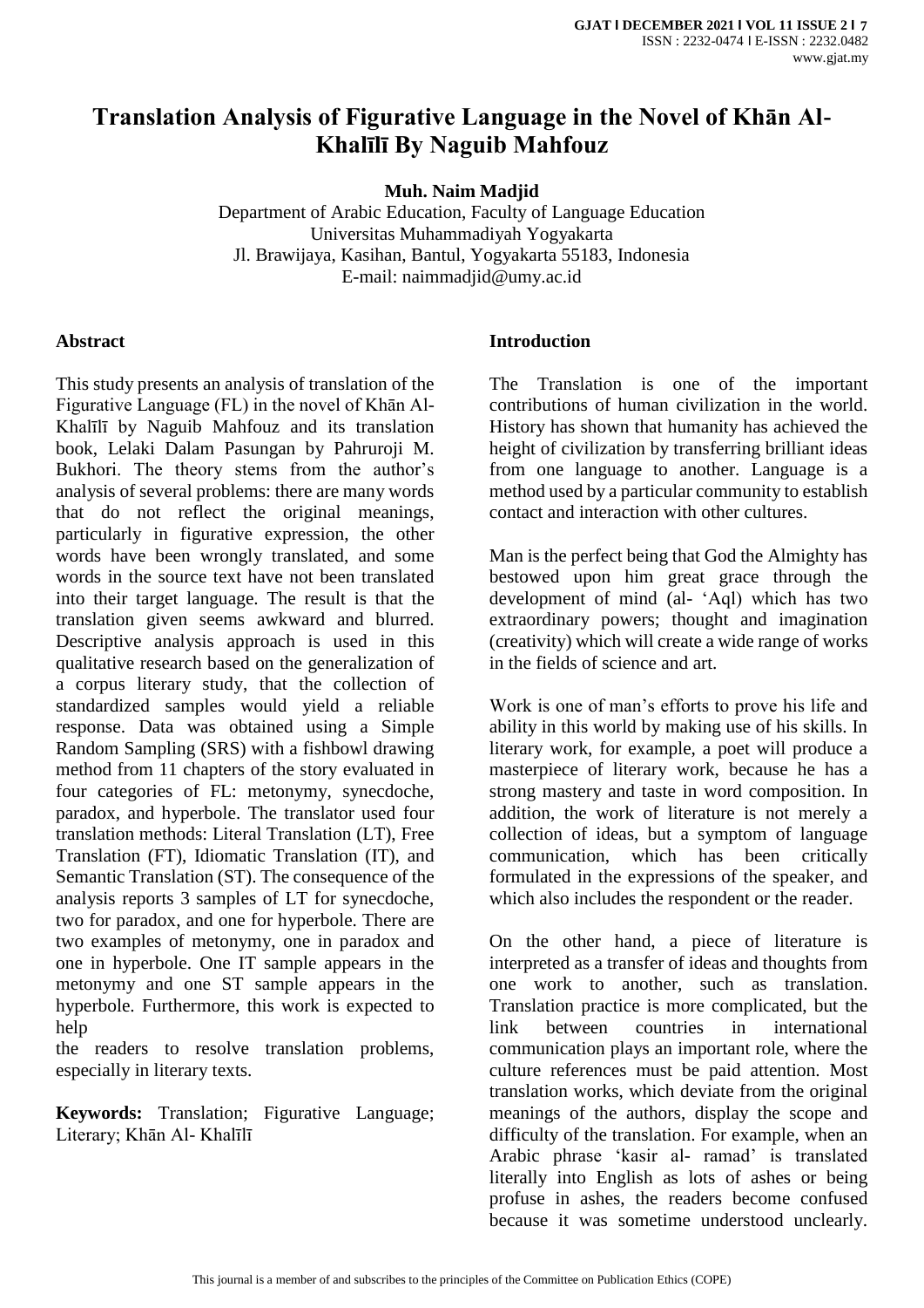# Translation Analysis of Figurative Language in the Novel of Khān Al-Khalīlī By Naguib Mahfouz

**Muh. Naim Madjid**

Department of Arabic Education, Faculty of Language Education
Universitas Muhammadiyah Yogyakarta
Jl. Brawijaya, Kasihan, Bantul, Yogyakarta 55183, Indonesia
E-mail: naimmadjid@umy.ac.id

## Abstract

This study presents an analysis of translation of the Figurative Language (FL) in the novel of Khān Al-Khalīlī by Naguib Mahfouz and its translation book, Lelaki Dalam Pasungan by Pahruroji M. Bukhori. The theory stems from the author's analysis of several problems: there are many words that do not reflect the original meanings, particularly in figurative expression, the other words have been wrongly translated, and some words in the source text have not been translated into their target language. The result is that the translation given seems awkward and blurred. Descriptive analysis approach is used in this qualitative research based on the generalization of a corpus literary study, that the collection of standardized samples would yield a reliable response. Data was obtained using a Simple Random Sampling (SRS) with a fishbowl drawing method from 11 chapters of the story evaluated in four categories of FL: metonymy, synecdoche, paradox, and hyperbole. The translator used four translation methods: Literal Translation (LT), Free Translation (FT), Idiomatic Translation (IT), and Semantic Translation (ST). The consequence of the analysis reports 3 samples of LT for synecdoche, two for paradox, and one for hyperbole. There are two examples of metonymy, one in paradox and one in hyperbole. One IT sample appears in the metonymy and one ST sample appears in the hyperbole. Furthermore, this work is expected to help
the readers to resolve translation problems, especially in literary texts.

**Keywords:** Translation; Figurative Language; Literary; Khān Al- Khalīlī

## Introduction

The Translation is one of the important contributions of human civilization in the world. History has shown that humanity has achieved the height of civilization by transferring brilliant ideas from one language to another. Language is a method used by a particular community to establish contact and interaction with other cultures.

Man is the perfect being that God the Almighty has bestowed upon him great grace through the development of mind (al- 'Aql) which has two extraordinary powers; thought and imagination (creativity) which will create a wide range of works in the fields of science and art.

Work is one of man's efforts to prove his life and ability in this world by making use of his skills. In literary work, for example, a poet will produce a masterpiece of literary work, because he has a strong mastery and taste in word composition. In addition, the work of literature is not merely a collection of ideas, but a symptom of language communication, which has been critically formulated in the expressions of the speaker, and which also includes the respondent or the reader.

On the other hand, a piece of literature is interpreted as a transfer of ideas and thoughts from one work to another, such as translation. Translation practice is more complicated, but the link between countries in international communication plays an important role, where the culture references must be paid attention. Most translation works, which deviate from the original meanings of the authors, display the scope and difficulty of the translation. For example, when an Arabic phrase 'kasir al- ramad' is translated literally into English as lots of ashes or being profuse in ashes, the readers become confused because it was sometime understood unclearly.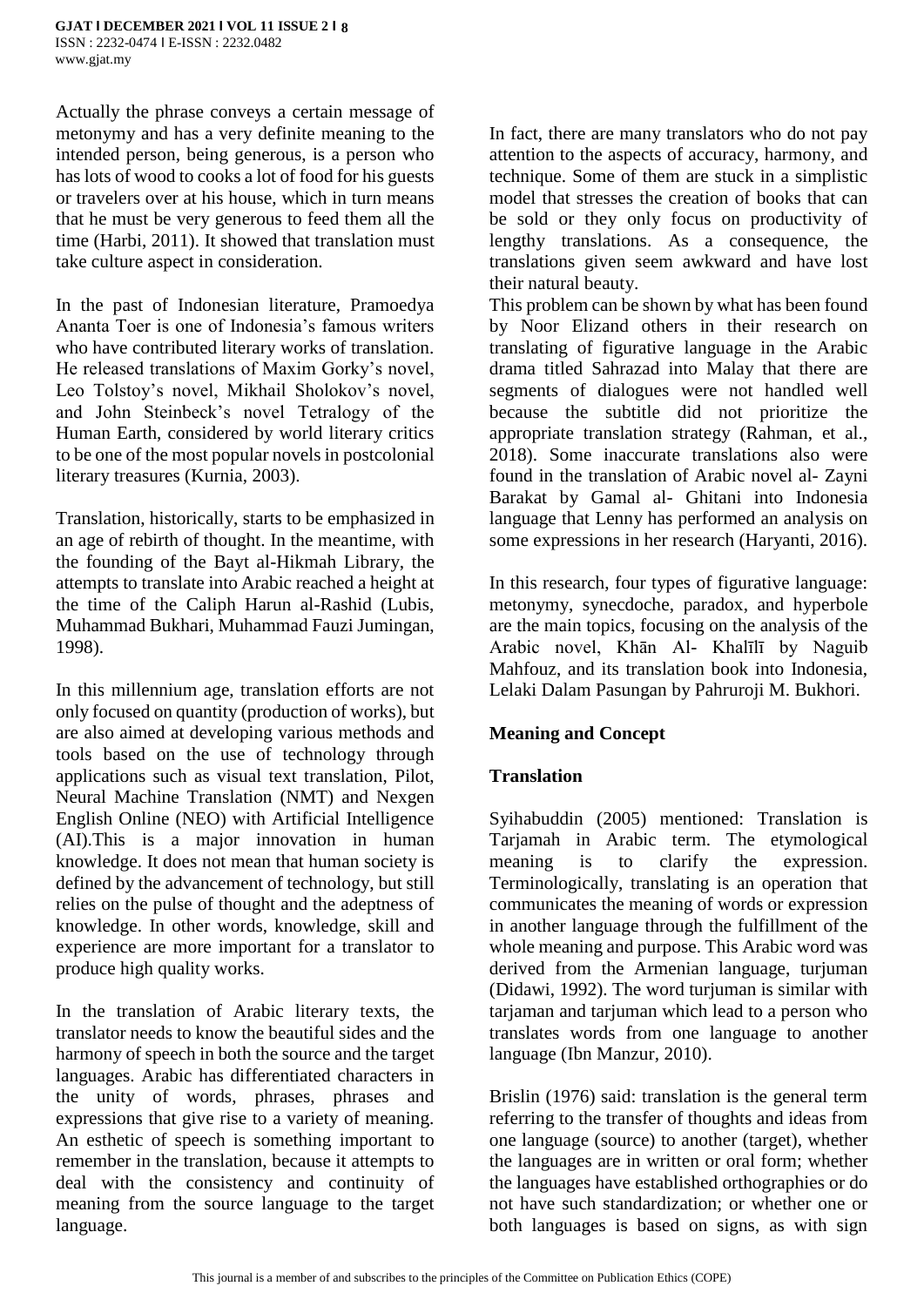Actually the phrase conveys a certain message of metonymy and has a very definite meaning to the intended person, being generous, is a person who has lots of wood to cooks a lot of food for his guests or travelers over at his house, which in turn means that he must be very generous to feed them all the time (Harbi, 2011). It showed that translation must take culture aspect in consideration.

In the past of Indonesian literature, Pramoedya Ananta Toer is one of Indonesia's famous writers who have contributed literary works of translation. He released translations of Maxim Gorky's novel, Leo Tolstoy's novel, Mikhail Sholokov's novel, and John Steinbeck's novel Tetralogy of the Human Earth, considered by world literary critics to be one of the most popular novels in postcolonial literary treasures (Kurnia, 2003).

Translation, historically, starts to be emphasized in an age of rebirth of thought. In the meantime, with the founding of the Bayt al-Hikmah Library, the attempts to translate into Arabic reached a height at the time of the Caliph Harun al-Rashid (Lubis, Muhammad Bukhari, Muhammad Fauzi Jumingan, 1998).

In this millennium age, translation efforts are not only focused on quantity (production of works), but are also aimed at developing various methods and tools based on the use of technology through applications such as visual text translation, Pilot, Neural Machine Translation (NMT) and Nexgen English Online (NEO) with Artificial Intelligence (AI).This is a major innovation in human knowledge. It does not mean that human society is defined by the advancement of technology, but still relies on the pulse of thought and the adeptness of knowledge. In other words, knowledge, skill and experience are more important for a translator to produce high quality works.

In the translation of Arabic literary texts, the translator needs to know the beautiful sides and the harmony of speech in both the source and the target languages. Arabic has differentiated characters in the unity of words, phrases, phrases and expressions that give rise to a variety of meaning. An esthetic of speech is something important to remember in the translation, because it attempts to deal with the consistency and continuity of meaning from the source language to the target language.

In fact, there are many translators who do not pay attention to the aspects of accuracy, harmony, and technique. Some of them are stuck in a simplistic model that stresses the creation of books that can be sold or they only focus on productivity of lengthy translations. As a consequence, the translations given seem awkward and have lost their natural beauty.

This problem can be shown by what has been found by Noor Elizand others in their research on translating of figurative language in the Arabic drama titled Sahrazad into Malay that there are segments of dialogues were not handled well because the subtitle did not prioritize the appropriate translation strategy (Rahman, et al., 2018). Some inaccurate translations also were found in the translation of Arabic novel al- Zayni Barakat by Gamal al- Ghitani into Indonesia language that Lenny has performed an analysis on some expressions in her research (Haryanti, 2016).

In this research, four types of figurative language: metonymy, synecdoche, paradox, and hyperbole are the main topics, focusing on the analysis of the Arabic novel, Khān Al- Khalīlī by Naguib Mahfouz, and its translation book into Indonesia, Lelaki Dalam Pasungan by Pahruroji M. Bukhori.

## Meaning and Concept

### Translation

Syihabuddin (2005) mentioned: Translation is Tarjamah in Arabic term. The etymological meaning is to clarify the expression. Terminologically, translating is an operation that communicates the meaning of words or expression in another language through the fulfillment of the whole meaning and purpose. This Arabic word was derived from the Armenian language, turjuman (Didawi, 1992). The word turjuman is similar with tarjaman and tarjuman which lead to a person who translates words from one language to another language (Ibn Manzur, 2010).

Brislin (1976) said: translation is the general term referring to the transfer of thoughts and ideas from one language (source) to another (target), whether the languages are in written or oral form; whether the languages have established orthographies or do not have such standardization; or whether one or both languages is based on signs, as with sign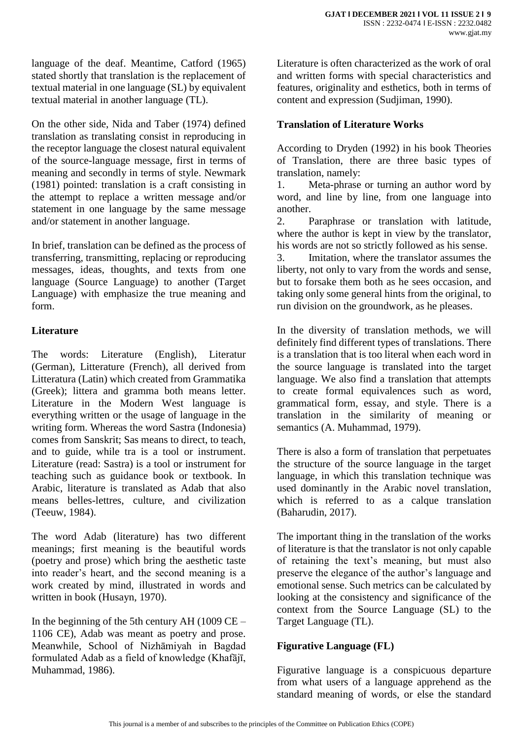language of the deaf. Meantime, Catford (1965) stated shortly that translation is the replacement of textual material in one language (SL) by equivalent textual material in another language (TL).

On the other side, Nida and Taber (1974) defined translation as translating consist in reproducing in the receptor language the closest natural equivalent of the source-language message, first in terms of meaning and secondly in terms of style. Newmark (1981) pointed: translation is a craft consisting in the attempt to replace a written message and/or statement in one language by the same message and/or statement in another language.

In brief, translation can be defined as the process of transferring, transmitting, replacing or reproducing messages, ideas, thoughts, and texts from one language (Source Language) to another (Target Language) with emphasize the true meaning and form.

**Literature**

The words: Literature (English), Literatur (German), Litterature (French), all derived from Litteratura (Latin) which created from Grammatika (Greek); littera and gramma both means letter. Literature in the Modern West language is everything written or the usage of language in the writing form. Whereas the word Sastra (Indonesia) comes from Sanskrit; Sas means to direct, to teach, and to guide, while tra is a tool or instrument. Literature (read: Sastra) is a tool or instrument for teaching such as guidance book or textbook. In Arabic, literature is translated as Adab that also means belles-lettres, culture, and civilization (Teeuw, 1984).

The word Adab (literature) has two different meanings; first meaning is the beautiful words (poetry and prose) which bring the aesthetic taste into reader's heart, and the second meaning is a work created by mind, illustrated in words and written in book (Husayn, 1970).

In the beginning of the 5th century AH (1009 CE – 1106 CE), Adab was meant as poetry and prose. Meanwhile, School of Nizhāmiyah in Bagdad formulated Adab as a field of knowledge (Khafājī, Muhammad, 1986).

Literature is often characterized as the work of oral and written forms with special characteristics and features, originality and esthetics, both in terms of content and expression (Sudjiman, 1990).

**Translation of Literature Works**

According to Dryden (1992) in his book Theories of Translation, there are three basic types of translation, namely:

1. Meta-phrase or turning an author word by word, and line by line, from one language into another.
2. Paraphrase or translation with latitude, where the author is kept in view by the translator, his words are not so strictly followed as his sense.
3. Imitation, where the translator assumes the liberty, not only to vary from the words and sense, but to forsake them both as he sees occasion, and taking only some general hints from the original, to run division on the groundwork, as he pleases.

In the diversity of translation methods, we will definitely find different types of translations. There is a translation that is too literal when each word in the source language is translated into the target language. We also find a translation that attempts to create formal equivalences such as word, grammatical form, essay, and style. There is a translation in the similarity of meaning or semantics (A. Muhammad, 1979).

There is also a form of translation that perpetuates the structure of the source language in the target language, in which this translation technique was used dominantly in the Arabic novel translation, which is referred to as a calque translation (Baharudin, 2017).

The important thing in the translation of the works of literature is that the translator is not only capable of retaining the text's meaning, but must also preserve the elegance of the author's language and emotional sense. Such metrics can be calculated by looking at the consistency and significance of the context from the Source Language (SL) to the Target Language (TL).

**Figurative Language (FL)**

Figurative language is a conspicuous departure from what users of a language apprehend as the standard meaning of words, or else the standard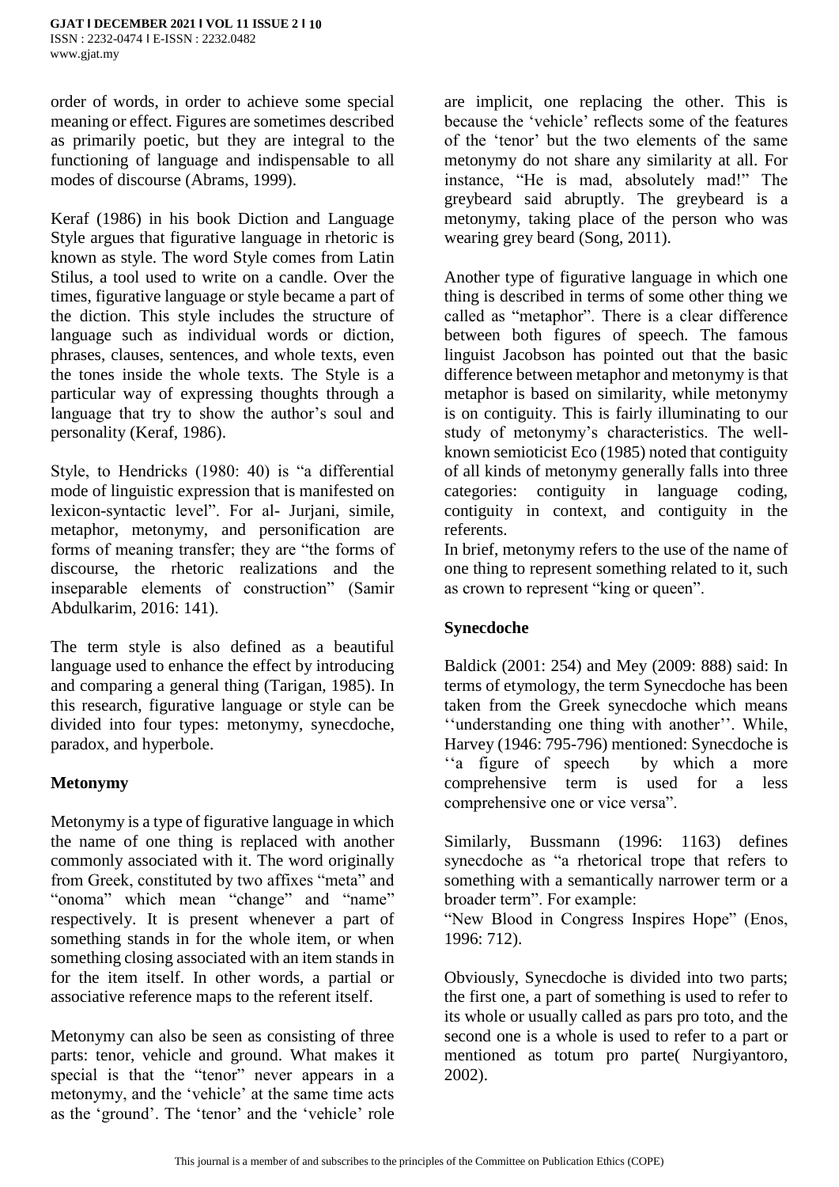order of words, in order to achieve some special meaning or effect. Figures are sometimes described as primarily poetic, but they are integral to the functioning of language and indispensable to all modes of discourse (Abrams, 1999).

Keraf (1986) in his book Diction and Language Style argues that figurative language in rhetoric is known as style. The word Style comes from Latin Stilus, a tool used to write on a candle. Over the times, figurative language or style became a part of the diction. This style includes the structure of language such as individual words or diction, phrases, clauses, sentences, and whole texts, even the tones inside the whole texts. The Style is a particular way of expressing thoughts through a language that try to show the author's soul and personality (Keraf, 1986).

Style, to Hendricks (1980: 40) is "a differential mode of linguistic expression that is manifested on lexicon-syntactic level". For al- Jurjani, simile, metaphor, metonymy, and personification are forms of meaning transfer; they are "the forms of discourse, the rhetoric realizations and the inseparable elements of construction" (Samir Abdulkarim, 2016: 141).

The term style is also defined as a beautiful language used to enhance the effect by introducing and comparing a general thing (Tarigan, 1985). In this research, figurative language or style can be divided into four types: metonymy, synecdoche, paradox, and hyperbole.

## Metonymy

Metonymy is a type of figurative language in which the name of one thing is replaced with another commonly associated with it. The word originally from Greek, constituted by two affixes "meta" and "onoma" which mean "change" and "name" respectively. It is present whenever a part of something stands in for the whole item, or when something closing associated with an item stands in for the item itself. In other words, a partial or associative reference maps to the referent itself.

Metonymy can also be seen as consisting of three parts: tenor, vehicle and ground. What makes it special is that the "tenor" never appears in a metonymy, and the 'vehicle' at the same time acts as the 'ground'. The 'tenor' and the 'vehicle' role are implicit, one replacing the other. This is because the 'vehicle' reflects some of the features of the 'tenor' but the two elements of the same metonymy do not share any similarity at all. For instance, "He is mad, absolutely mad!" The greybeard said abruptly. The greybeard is a metonymy, taking place of the person who was wearing grey beard (Song, 2011).

Another type of figurative language in which one thing is described in terms of some other thing we called as "metaphor". There is a clear difference between both figures of speech. The famous linguist Jacobson has pointed out that the basic difference between metaphor and metonymy is that metaphor is based on similarity, while metonymy is on contiguity. This is fairly illuminating to our study of metonymy's characteristics. The well-known semioticist Eco (1985) noted that contiguity of all kinds of metonymy generally falls into three categories: contiguity in language coding, contiguity in context, and contiguity in the referents.

In brief, metonymy refers to the use of the name of one thing to represent something related to it, such as crown to represent "king or queen".

## Synecdoche

Baldick (2001: 254) and Mey (2009: 888) said: In terms of etymology, the term Synecdoche has been taken from the Greek synecdoche which means ''understanding one thing with another''. While, Harvey (1946: 795-796) mentioned: Synecdoche is ''a figure of speech by which a more comprehensive term is used for a less comprehensive one or vice versa".

Similarly, Bussmann (1996: 1163) defines synecdoche as "a rhetorical trope that refers to something with a semantically narrower term or a broader term". For example:

"New Blood in Congress Inspires Hope" (Enos, 1996: 712).

Obviously, Synecdoche is divided into two parts; the first one, a part of something is used to refer to its whole or usually called as pars pro toto, and the second one is a whole is used to refer to a part or mentioned as totum pro parte( Nurgiyantoro, 2002).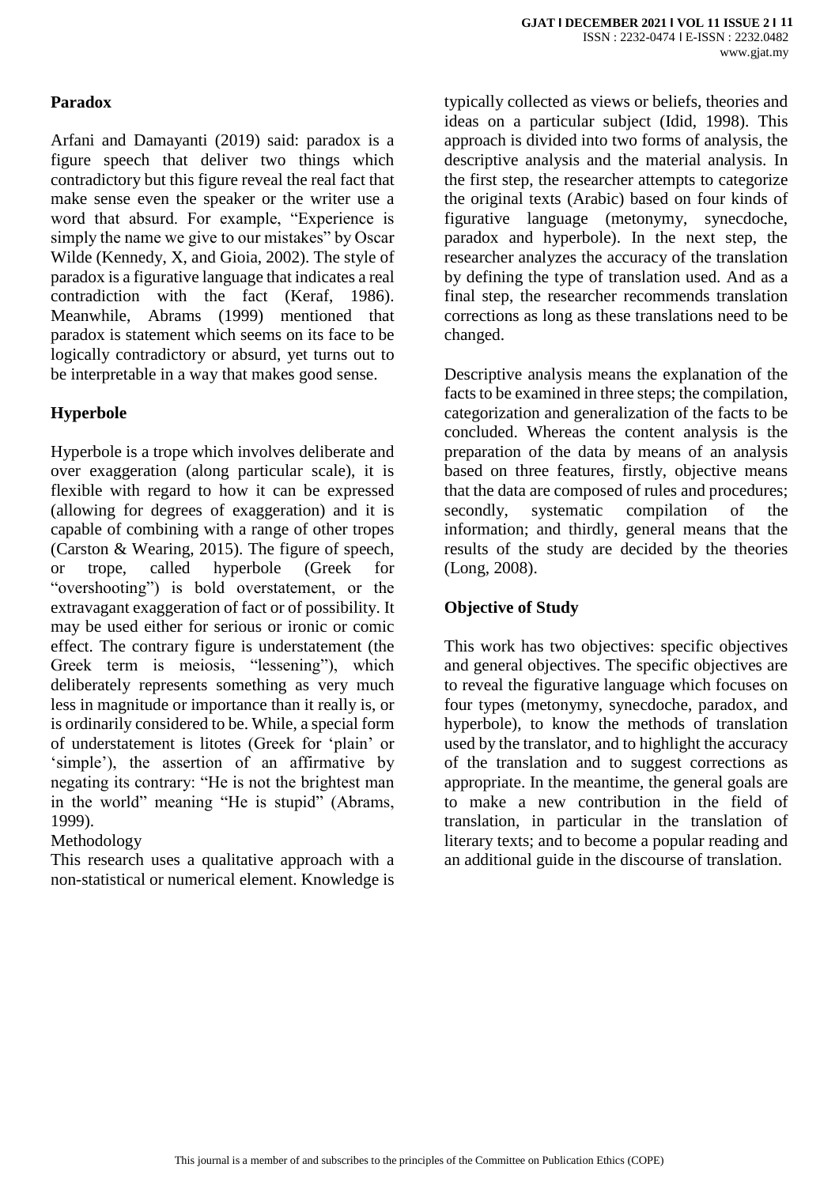### Paradox

Arfani and Damayanti (2019) said: paradox is a figure speech that deliver two things which contradictory but this figure reveal the real fact that make sense even the speaker or the writer use a word that absurd. For example, "Experience is simply the name we give to our mistakes" by Oscar Wilde (Kennedy, X, and Gioia, 2002). The style of paradox is a figurative language that indicates a real contradiction with the fact (Keraf, 1986). Meanwhile, Abrams (1999) mentioned that paradox is statement which seems on its face to be logically contradictory or absurd, yet turns out to be interpretable in a way that makes good sense.

### Hyperbole

Hyperbole is a trope which involves deliberate and over exaggeration (along particular scale), it is flexible with regard to how it can be expressed (allowing for degrees of exaggeration) and it is capable of combining with a range of other tropes (Carston & Wearing, 2015). The figure of speech, or trope, called hyperbole (Greek for "overshooting") is bold overstatement, or the extravagant exaggeration of fact or of possibility. It may be used either for serious or ironic or comic effect. The contrary figure is understatement (the Greek term is meiosis, "lessening"), which deliberately represents something as very much less in magnitude or importance than it really is, or is ordinarily considered to be. While, a special form of understatement is litotes (Greek for 'plain' or 'simple'), the assertion of an affirmative by negating its contrary: "He is not the brightest man in the world" meaning "He is stupid" (Abrams, 1999).

Methodology

This research uses a qualitative approach with a non-statistical or numerical element. Knowledge is typically collected as views or beliefs, theories and ideas on a particular subject (Idid, 1998). This approach is divided into two forms of analysis, the descriptive analysis and the material analysis. In the first step, the researcher attempts to categorize the original texts (Arabic) based on four kinds of figurative language (metonymy, synecdoche, paradox and hyperbole). In the next step, the researcher analyzes the accuracy of the translation by defining the type of translation used. And as a final step, the researcher recommends translation corrections as long as these translations need to be changed.

Descriptive analysis means the explanation of the facts to be examined in three steps; the compilation, categorization and generalization of the facts to be concluded. Whereas the content analysis is the preparation of the data by means of an analysis based on three features, firstly, objective means that the data are composed of rules and procedures; secondly, systematic compilation of the information; and thirdly, general means that the results of the study are decided by the theories (Long, 2008).

### Objective of Study

This work has two objectives: specific objectives and general objectives. The specific objectives are to reveal the figurative language which focuses on four types (metonymy, synecdoche, paradox, and hyperbole), to know the methods of translation used by the translator, and to highlight the accuracy of the translation and to suggest corrections as appropriate. In the meantime, the general goals are to make a new contribution in the field of translation, in particular in the translation of literary texts; and to become a popular reading and an additional guide in the discourse of translation.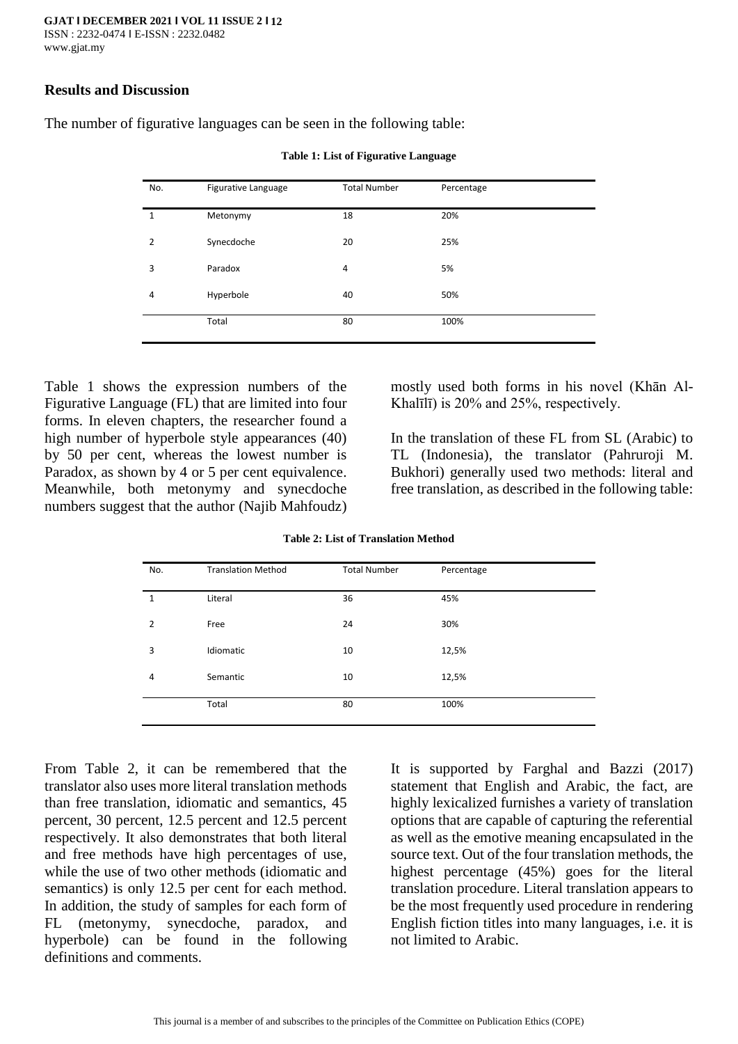## Results and Discussion

The number of figurative languages can be seen in the following table:

**Table 1: List of Figurative Language**

| No. | Figurative Language | Total Number | Percentage |
|---|---|---|---|
| 1 | Metonymy | 18 | 20% |
| 2 | Synecdoche | 20 | 25% |
| 3 | Paradox | 4 | 5% |
| 4 | Hyperbole | 40 | 50% |
| | Total | 80 | 100% |

Table 1 shows the expression numbers of the Figurative Language (FL) that are limited into four forms. In eleven chapters, the researcher found a high number of hyperbole style appearances (40) by 50 per cent, whereas the lowest number is Paradox, as shown by 4 or 5 per cent equivalence. Meanwhile, both metonymy and synecdoche numbers suggest that the author (Najib Mahfoudz) mostly used both forms in his novel (Khān Al-Khalīlī) is 20% and 25%, respectively.

In the translation of these FL from SL (Arabic) to TL (Indonesia), the translator (Pahruroji M. Bukhori) generally used two methods: literal and free translation, as described in the following table:

**Table 2: List of Translation Method**

| No. | Translation Method | Total Number | Percentage |
|---|---|---|---|
| 1 | Literal | 36 | 45% |
| 2 | Free | 24 | 30% |
| 3 | Idiomatic | 10 | 12,5% |
| 4 | Semantic | 10 | 12,5% |
| | Total | 80 | 100% |

From Table 2, it can be remembered that the translator also uses more literal translation methods than free translation, idiomatic and semantics, 45 percent, 30 percent, 12.5 percent and 12.5 percent respectively. It also demonstrates that both literal and free methods have high percentages of use, while the use of two other methods (idiomatic and semantics) is only 12.5 per cent for each method. In addition, the study of samples for each form of FL (metonymy, synecdoche, paradox, and hyperbole) can be found in the following definitions and comments.

It is supported by Farghal and Bazzi (2017) statement that English and Arabic, the fact, are highly lexicalized furnishes a variety of translation options that are capable of capturing the referential as well as the emotive meaning encapsulated in the source text. Out of the four translation methods, the highest percentage (45%) goes for the literal translation procedure. Literal translation appears to be the most frequently used procedure in rendering English fiction titles into many languages, i.e. it is not limited to Arabic.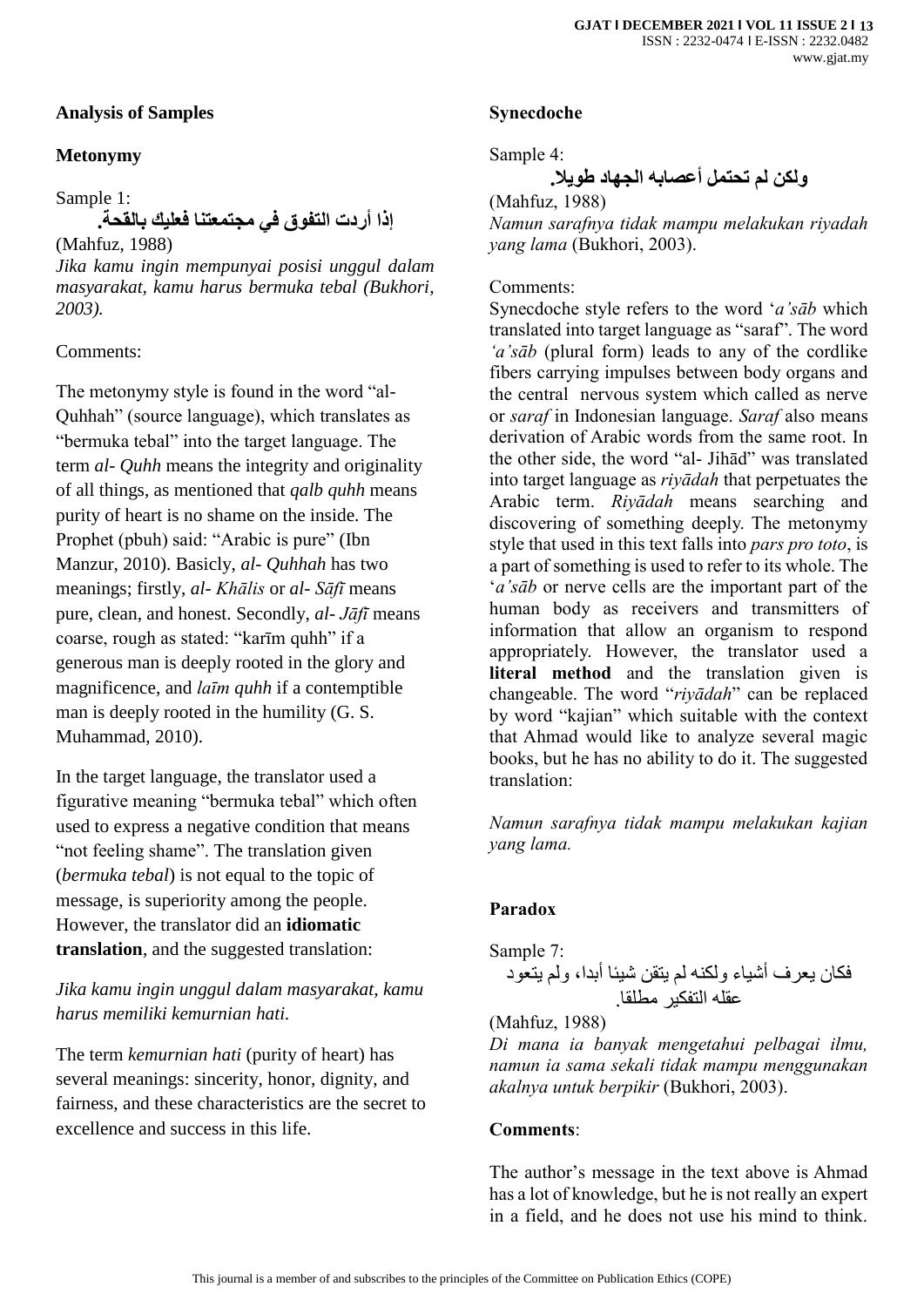## Analysis of Samples

### Metonymy

Sample 1:

**إذا أردت التفوق في مجتمعتنا فعليك بالقحة.**

(Mahfuz, 1988)

*Jika kamu ingin mempunyai posisi unggul dalam masyarakat, kamu harus bermuka tebal (Bukhori, 2003).*

Comments:

The metonymy style is found in the word "al-Quhhah" (source language), which translates as "bermuka tebal" into the target language. The term *al- Quhh* means the integrity and originality of all things, as mentioned that *qalb quhh* means purity of heart is no shame on the inside. The Prophet (pbuh) said: "Arabic is pure" (Ibn Manzur, 2010). Basicly, *al- Quhhah* has two meanings; firstly, *al- Khālis* or *al- Sāfī* means pure, clean, and honest. Secondly, *al- Jāfī* means coarse, rough as stated: "karīm quhh" if a generous man is deeply rooted in the glory and magnificence, and *laīm quhh* if a contemptible man is deeply rooted in the humility (G. S. Muhammad, 2010).

In the target language, the translator used a figurative meaning "bermuka tebal" which often used to express a negative condition that means "not feeling shame". The translation given (*bermuka tebal*) is not equal to the topic of message, is superiority among the people. However, the translator did an **idiomatic translation**, and the suggested translation:

*Jika kamu ingin unggul dalam masyarakat, kamu harus memiliki kemurnian hati.*

The term *kemurnian hati* (purity of heart) has several meanings: sincerity, honor, dignity, and fairness, and these characteristics are the secret to excellence and success in this life.

### Synecdoche

Sample 4:

**ولكن لم تحتمل أعصابه الجهاد طويلا.**

(Mahfuz, 1988)

*Namun sarafnya tidak mampu melakukan riyadah yang lama* (Bukhori, 2003).

Comments:

Synecdoche style refers to the word '*a'sāb* which translated into target language as "saraf". The word *'a'sāb* (plural form) leads to any of the cordlike fibers carrying impulses between body organs and the central nervous system which called as nerve or *saraf* in Indonesian language. *Saraf* also means derivation of Arabic words from the same root. In the other side, the word "al- Jihād" was translated into target language as *riyādah* that perpetuates the Arabic term. *Riyādah* means searching and discovering of something deeply. The metonymy style that used in this text falls into *pars pro toto*, is a part of something is used to refer to its whole. The '*a'sāb* or nerve cells are the important part of the human body as receivers and transmitters of information that allow an organism to respond appropriately. However, the translator used a **literal method** and the translation given is changeable. The word "*riyādah*" can be replaced by word "kajian" which suitable with the context that Ahmad would like to analyze several magic books, but he has no ability to do it. The suggested translation:

*Namun sarafnya tidak mampu melakukan kajian yang lama.*

### Paradox

Sample 7:

فكان يعرف أشياء ولكنه لم يتقن شيئا أبدا، ولم يتعود عقله التفكير مطلقا.

(Mahfuz, 1988)

*Di mana ia banyak mengetahui pelbagai ilmu, namun ia sama sekali tidak mampu menggunakan akalnya untuk berpikir* (Bukhori, 2003).

**Comments**:

The author's message in the text above is Ahmad has a lot of knowledge, but he is not really an expert in a field, and he does not use his mind to think.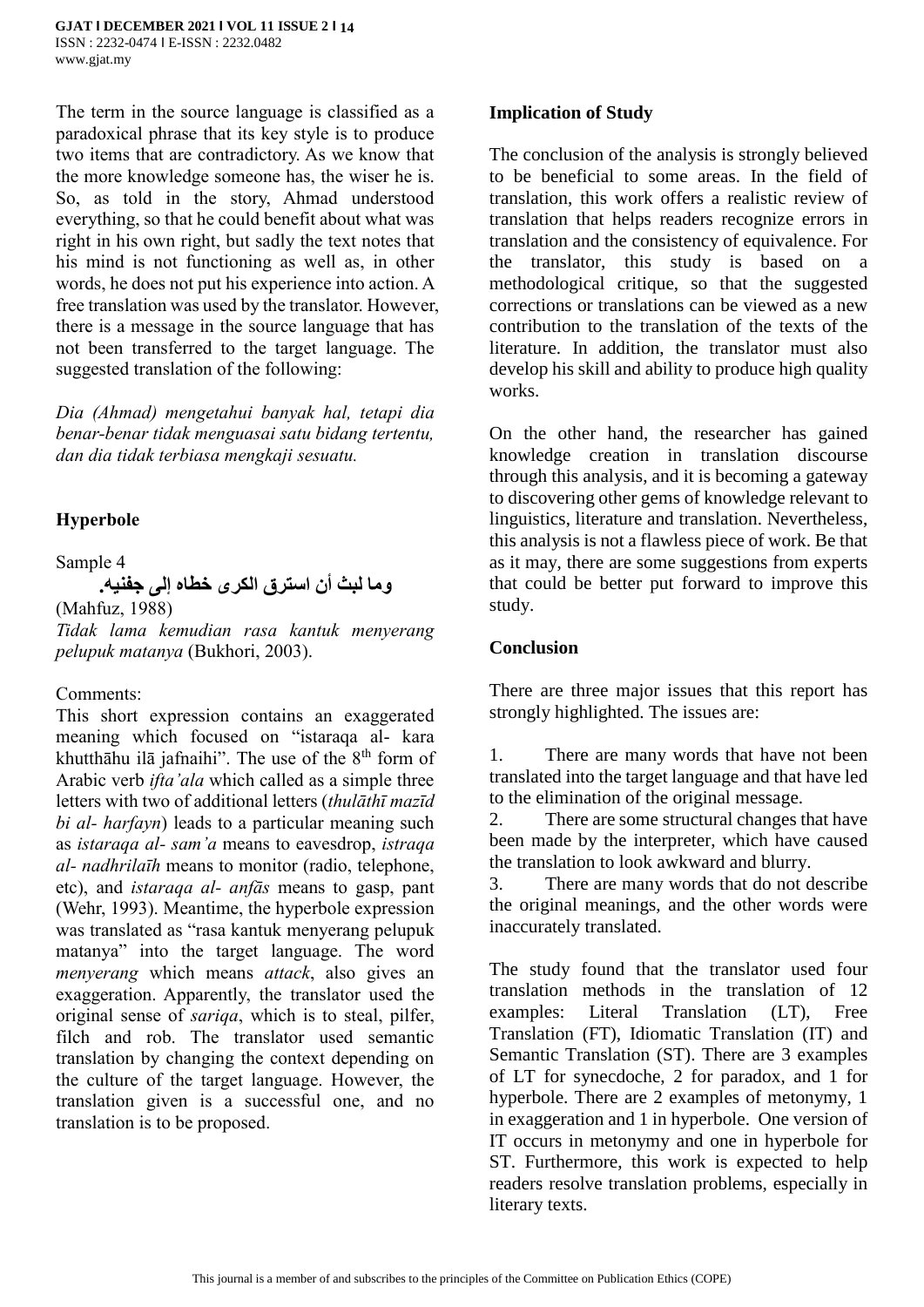The term in the source language is classified as a paradoxical phrase that its key style is to produce two items that are contradictory. As we know that the more knowledge someone has, the wiser he is. So, as told in the story, Ahmad understood everything, so that he could benefit about what was right in his own right, but sadly the text notes that his mind is not functioning as well as, in other words, he does not put his experience into action. A free translation was used by the translator. However, there is a message in the source language that has not been transferred to the target language. The suggested translation of the following:

*Dia (Ahmad) mengetahui banyak hal, tetapi dia benar-benar tidak menguasai satu bidang tertentu, dan dia tidak terbiasa mengkaji sesuatu.*

## Hyperbole

Sample 4

**وما لبث أن استرق الكرى خطاه إلى جفنيه.**

(Mahfuz, 1988)

*Tidak lama kemudian rasa kantuk menyerang pelupuk matanya* (Bukhori, 2003).

Comments:

This short expression contains an exaggerated meaning which focused on "istaraqa al- kara khutthāhu ilā jafnaihi". The use of the 8th form of Arabic verb *ifta'ala* which called as a simple three letters with two of additional letters (*thulāthī mazīd bi al- harfayn*) leads to a particular meaning such as *istaraqa al- sam'a* means to eavesdrop, *istraqa al- nadhrilaīh* means to monitor (radio, telephone, etc), and *istaraqa al- anfās* means to gasp, pant (Wehr, 1993). Meantime, the hyperbole expression was translated as "rasa kantuk menyerang pelupuk matanya" into the target language. The word *menyerang* which means *attack*, also gives an exaggeration. Apparently, the translator used the original sense of *sariqa*, which is to steal, pilfer, filch and rob. The translator used semantic translation by changing the context depending on the culture of the target language. However, the translation given is a successful one, and no translation is to be proposed.

## Implication of Study

The conclusion of the analysis is strongly believed to be beneficial to some areas. In the field of translation, this work offers a realistic review of translation that helps readers recognize errors in translation and the consistency of equivalence. For the translator, this study is based on a methodological critique, so that the suggested corrections or translations can be viewed as a new contribution to the translation of the texts of the literature. In addition, the translator must also develop his skill and ability to produce high quality works.

On the other hand, the researcher has gained knowledge creation in translation discourse through this analysis, and it is becoming a gateway to discovering other gems of knowledge relevant to linguistics, literature and translation. Nevertheless, this analysis is not a flawless piece of work. Be that as it may, there are some suggestions from experts that could be better put forward to improve this study.

## Conclusion

There are three major issues that this report has strongly highlighted. The issues are:

1. There are many words that have not been translated into the target language and that have led to the elimination of the original message.
2. There are some structural changes that have been made by the interpreter, which have caused the translation to look awkward and blurry.
3. There are many words that do not describe the original meanings, and the other words were inaccurately translated.

The study found that the translator used four translation methods in the translation of 12 examples: Literal Translation (LT), Free Translation (FT), Idiomatic Translation (IT) and Semantic Translation (ST). There are 3 examples of LT for synecdoche, 2 for paradox, and 1 for hyperbole. There are 2 examples of metonymy, 1 in exaggeration and 1 in hyperbole. One version of IT occurs in metonymy and one in hyperbole for ST. Furthermore, this work is expected to help readers resolve translation problems, especially in literary texts.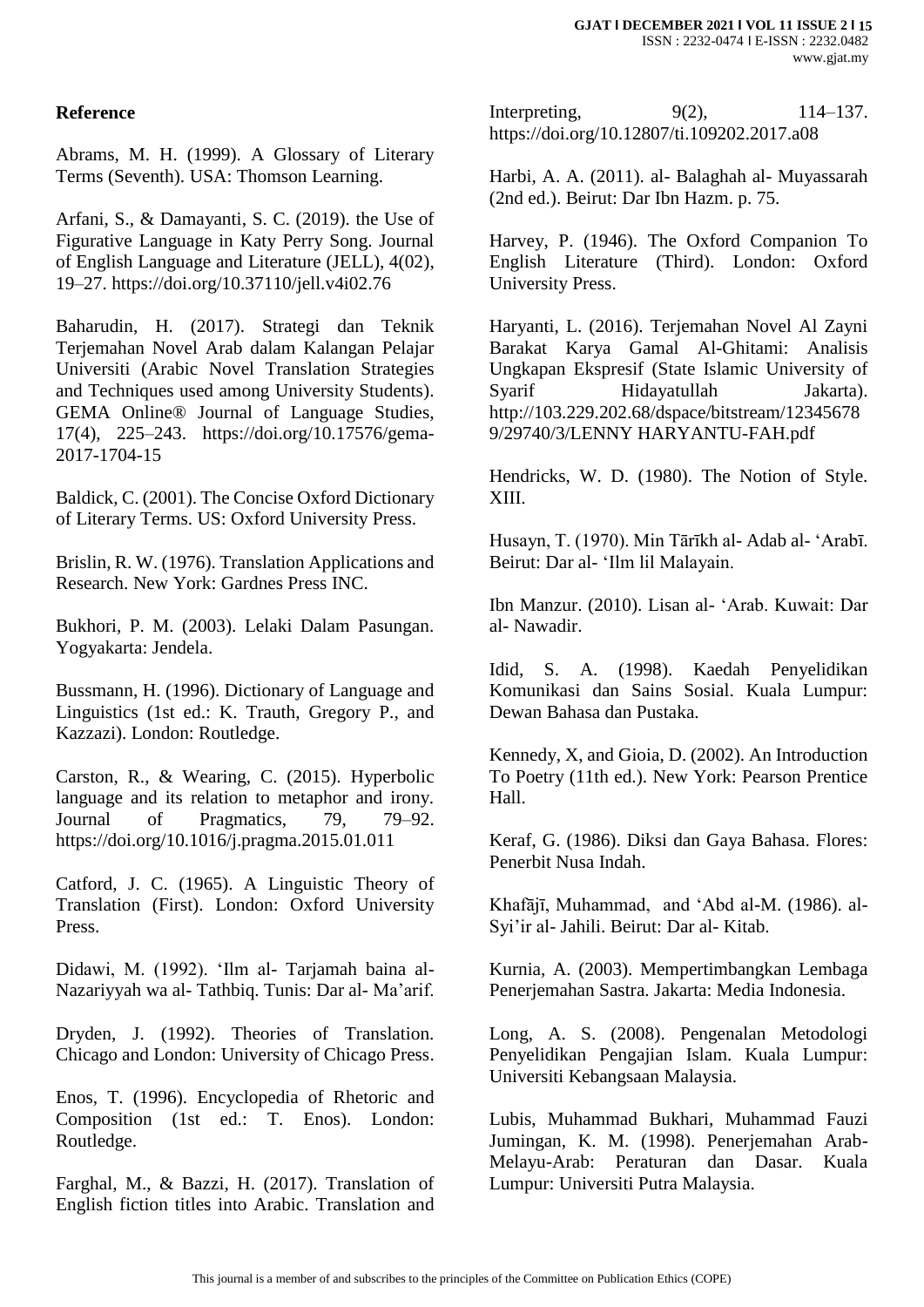## Reference

Abrams, M. H. (1999). A Glossary of Literary Terms (Seventh). USA: Thomson Learning.

Arfani, S., & Damayanti, S. C. (2019). the Use of Figurative Language in Katy Perry Song. Journal of English Language and Literature (JELL), 4(02), 19–27. https://doi.org/10.37110/jell.v4i02.76

Baharudin, H. (2017). Strategi dan Teknik Terjemahan Novel Arab dalam Kalangan Pelajar Universiti (Arabic Novel Translation Strategies and Techniques used among University Students). GEMA Online® Journal of Language Studies, 17(4), 225–243. https://doi.org/10.17576/gema-2017-1704-15

Baldick, C. (2001). The Concise Oxford Dictionary of Literary Terms. US: Oxford University Press.

Brislin, R. W. (1976). Translation Applications and Research. New York: Gardnes Press INC.

Bukhori, P. M. (2003). Lelaki Dalam Pasungan. Yogyakarta: Jendela.

Bussmann, H. (1996). Dictionary of Language and Linguistics (1st ed.: K. Trauth, Gregory P., and Kazzazi). London: Routledge.

Carston, R., & Wearing, C. (2015). Hyperbolic language and its relation to metaphor and irony. Journal of Pragmatics, 79, 79–92. https://doi.org/10.1016/j.pragma.2015.01.011

Catford, J. C. (1965). A Linguistic Theory of Translation (First). London: Oxford University Press.

Didawi, M. (1992). 'Ilm al- Tarjamah baina al-Nazariyyah wa al- Tathbiq. Tunis: Dar al- Ma'arif.

Dryden, J. (1992). Theories of Translation. Chicago and London: University of Chicago Press.

Enos, T. (1996). Encyclopedia of Rhetoric and Composition (1st ed.: T. Enos). London: Routledge.

Farghal, M., & Bazzi, H. (2017). Translation of English fiction titles into Arabic. Translation and Interpreting, 9(2), 114–137. https://doi.org/10.12807/ti.109202.2017.a08

Harbi, A. A. (2011). al- Balaghah al- Muyassarah (2nd ed.). Beirut: Dar Ibn Hazm. p. 75.

Harvey, P. (1946). The Oxford Companion To English Literature (Third). London: Oxford University Press.

Haryanti, L. (2016). Terjemahan Novel Al Zayni Barakat Karya Gamal Al-Ghitami: Analisis Ungkapan Ekspresif (State Islamic University of Syarif Hidayatullah Jakarta). http://103.229.202.68/dspace/bitstream/123456789/29740/3/LENNY HARYANTU-FAH.pdf

Hendricks, W. D. (1980). The Notion of Style. XIII.

Husayn, T. (1970). Min Tārīkh al- Adab al- 'Arabī. Beirut: Dar al- 'Ilm lil Malayain.

Ibn Manzur. (2010). Lisan al- 'Arab. Kuwait: Dar al- Nawadir.

Idid, S. A. (1998). Kaedah Penyelidikan Komunikasi dan Sains Sosial. Kuala Lumpur: Dewan Bahasa dan Pustaka.

Kennedy, X, and Gioia, D. (2002). An Introduction To Poetry (11th ed.). New York: Pearson Prentice Hall.

Keraf, G. (1986). Diksi dan Gaya Bahasa. Flores: Penerbit Nusa Indah.

Khafājī, Muhammad, and 'Abd al-M. (1986). al-Syi'ir al- Jahili. Beirut: Dar al- Kitab.

Kurnia, A. (2003). Mempertimbangkan Lembaga Penerjemahan Sastra. Jakarta: Media Indonesia.

Long, A. S. (2008). Pengenalan Metodologi Penyelidikan Pengajian Islam. Kuala Lumpur: Universiti Kebangsaan Malaysia.

Lubis, Muhammad Bukhari, Muhammad Fauzi Jumingan, K. M. (1998). Penerjemahan Arab-Melayu-Arab: Peraturan dan Dasar. Kuala Lumpur: Universiti Putra Malaysia.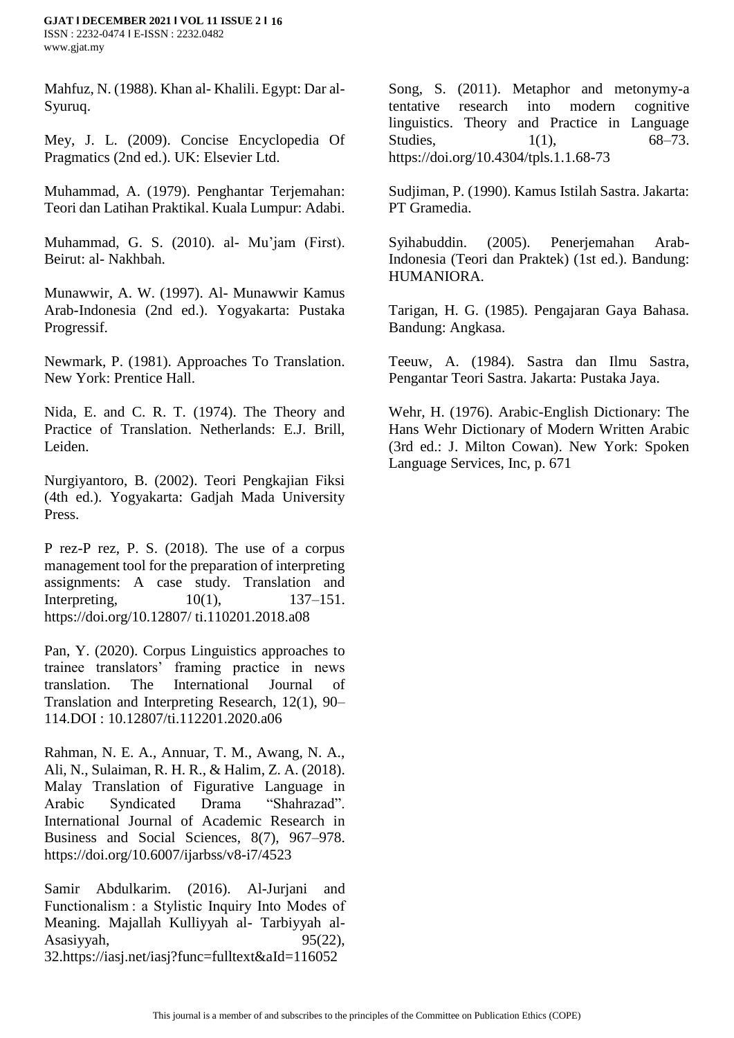Mahfuz, N. (1988). Khan al- Khalili. Egypt: Dar al-Syuruq.

Mey, J. L. (2009). Concise Encyclopedia Of Pragmatics (2nd ed.). UK: Elsevier Ltd.

Muhammad, A. (1979). Penghantar Terjemahan: Teori dan Latihan Praktikal. Kuala Lumpur: Adabi.

Muhammad, G. S. (2010). al- Mu'jam (First). Beirut: al- Nakhbah.

Munawwir, A. W. (1997). Al- Munawwir Kamus Arab-Indonesia (2nd ed.). Yogyakarta: Pustaka Progressif.

Newmark, P. (1981). Approaches To Translation. New York: Prentice Hall.

Nida, E. and C. R. T. (1974). The Theory and Practice of Translation. Netherlands: E.J. Brill, Leiden.

Nurgiyantoro, B. (2002). Teori Pengkajian Fiksi (4th ed.). Yogyakarta: Gadjah Mada University Press.

P rez-P rez, P. S. (2018). The use of a corpus management tool for the preparation of interpreting assignments: A case study. Translation and Interpreting, 10(1), 137–151. https://doi.org/10.12807/ ti.110201.2018.a08

Pan, Y. (2020). Corpus Linguistics approaches to trainee translators' framing practice in news translation. The International Journal of Translation and Interpreting Research, 12(1), 90–114.DOI : 10.12807/ti.112201.2020.a06

Rahman, N. E. A., Annuar, T. M., Awang, N. A., Ali, N., Sulaiman, R. H. R., & Halim, Z. A. (2018). Malay Translation of Figurative Language in Arabic Syndicated Drama "Shahrazad". International Journal of Academic Research in Business and Social Sciences, 8(7), 967–978. https://doi.org/10.6007/ijarbss/v8-i7/4523

Samir Abdulkarim. (2016). Al-Jurjani and Functionalism : a Stylistic Inquiry Into Modes of Meaning. Majallah Kulliyyah al- Tarbiyyah al-Asasiyyah, 95(22), 32.https://iasj.net/iasj?func=fulltext&aId=116052

Song, S. (2011). Metaphor and metonymy-a tentative research into modern cognitive linguistics. Theory and Practice in Language Studies, 1(1), 68–73. https://doi.org/10.4304/tpls.1.1.68-73

Sudjiman, P. (1990). Kamus Istilah Sastra. Jakarta: PT Gramedia.

Syihabuddin. (2005). Penerjemahan Arab-Indonesia (Teori dan Praktek) (1st ed.). Bandung: HUMANIORA.

Tarigan, H. G. (1985). Pengajaran Gaya Bahasa. Bandung: Angkasa.

Teeuw, A. (1984). Sastra dan Ilmu Sastra, Pengantar Teori Sastra. Jakarta: Pustaka Jaya.

Wehr, H. (1976). Arabic-English Dictionary: The Hans Wehr Dictionary of Modern Written Arabic (3rd ed.: J. Milton Cowan). New York: Spoken Language Services, Inc, p. 671